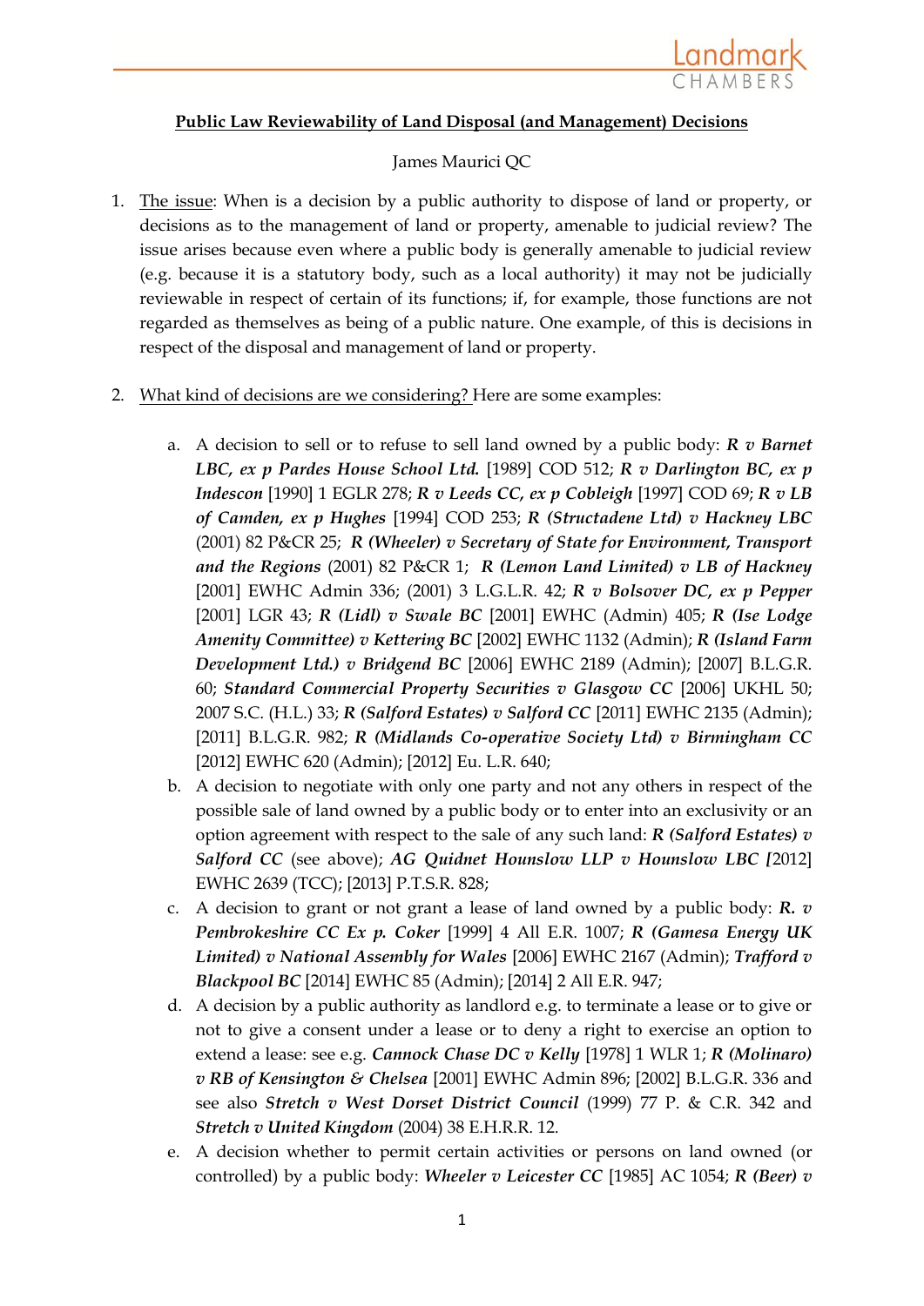**Public Law Reviewability of Land Disposal (and Management) Decisions**

James Maurici QC

1. The issue: When is a decision by a public authority to dispose of land or property, or decisions as to the management of land or property, amenable to judicial review? The issue arises because even where a public body is generally amenable to judicial review (e.g. because it is a statutory body, such as a local authority) it may not be judicially reviewable in respect of certain of its functions; if, for example, those functions are not regarded as themselves as being of a public nature. One example, of this is decisions in respect of the disposal and management of land or property.

2. What kind of decisions are we considering? Here are some examples:

   a. A decision to sell or to refuse to sell land owned by a public body: ***R v Barnet LBC, ex p Pardes House School Ltd.*** [1989] COD 512; ***R v Darlington BC, ex p Indescon*** [1990] 1 EGLR 278; ***R v Leeds CC, ex p Cobleigh*** [1997] COD 69; ***R v LB of Camden, ex p Hughes*** [1994] COD 253; ***R (Structadene Ltd) v Hackney LBC*** (2001) 82 P&CR 25; ***R (Wheeler) v Secretary of State for Environment, Transport and the Regions*** (2001) 82 P&CR 1; ***R (Lemon Land Limited) v LB of Hackney*** [2001] EWHC Admin 336; (2001) 3 L.G.L.R. 42; ***R v Bolsover DC, ex p Pepper*** [2001] LGR 43; ***R (Lidl) v Swale BC*** [2001] EWHC (Admin) 405; ***R (Ise Lodge Amenity Committee) v Kettering BC*** [2002] EWHC 1132 (Admin); ***R (Island Farm Development Ltd.) v Bridgend BC*** [2006] EWHC 2189 (Admin); [2007] B.L.G.R. 60; ***Standard Commercial Property Securities v Glasgow CC*** [2006] UKHL 50; 2007 S.C. (H.L.) 33; ***R (Salford Estates) v Salford CC*** [2011] EWHC 2135 (Admin); [2011] B.L.G.R. 982; ***R (Midlands Co-operative Society Ltd) v Birmingham CC*** [2012] EWHC 620 (Admin); [2012] Eu. L.R. 640;

   b. A decision to negotiate with only one party and not any others in respect of the possible sale of land owned by a public body or to enter into an exclusivity or an option agreement with respect to the sale of any such land: ***R (Salford Estates) v Salford CC*** (see above); ***AG Quidnet Hounslow LLP v Hounslow LBC*** [2012] EWHC 2639 (TCC); [2013] P.T.S.R. 828;

   c. A decision to grant or not grant a lease of land owned by a public body: ***R. v Pembrokeshire CC Ex p. Coker*** [1999] 4 All E.R. 1007; ***R (Gamesa Energy UK Limited) v National Assembly for Wales*** [2006] EWHC 2167 (Admin); ***Trafford v Blackpool BC*** [2014] EWHC 85 (Admin); [2014] 2 All E.R. 947;

   d. A decision by a public authority as landlord e.g. to terminate a lease or to give or not to give a consent under a lease or to deny a right to exercise an option to extend a lease: see e.g. ***Cannock Chase DC v Kelly*** [1978] 1 WLR 1; ***R (Molinaro) v RB of Kensington & Chelsea*** [2001] EWHC Admin 896; [2002] B.L.G.R. 336 and see also ***Stretch v West Dorset District Council*** (1999) 77 P. & C.R. 342 and ***Stretch v United Kingdom*** (2004) 38 E.H.R.R. 12.

   e. A decision whether to permit certain activities or persons on land owned (or controlled) by a public body: ***Wheeler v Leicester CC*** [1985] AC 1054; ***R (Beer) v***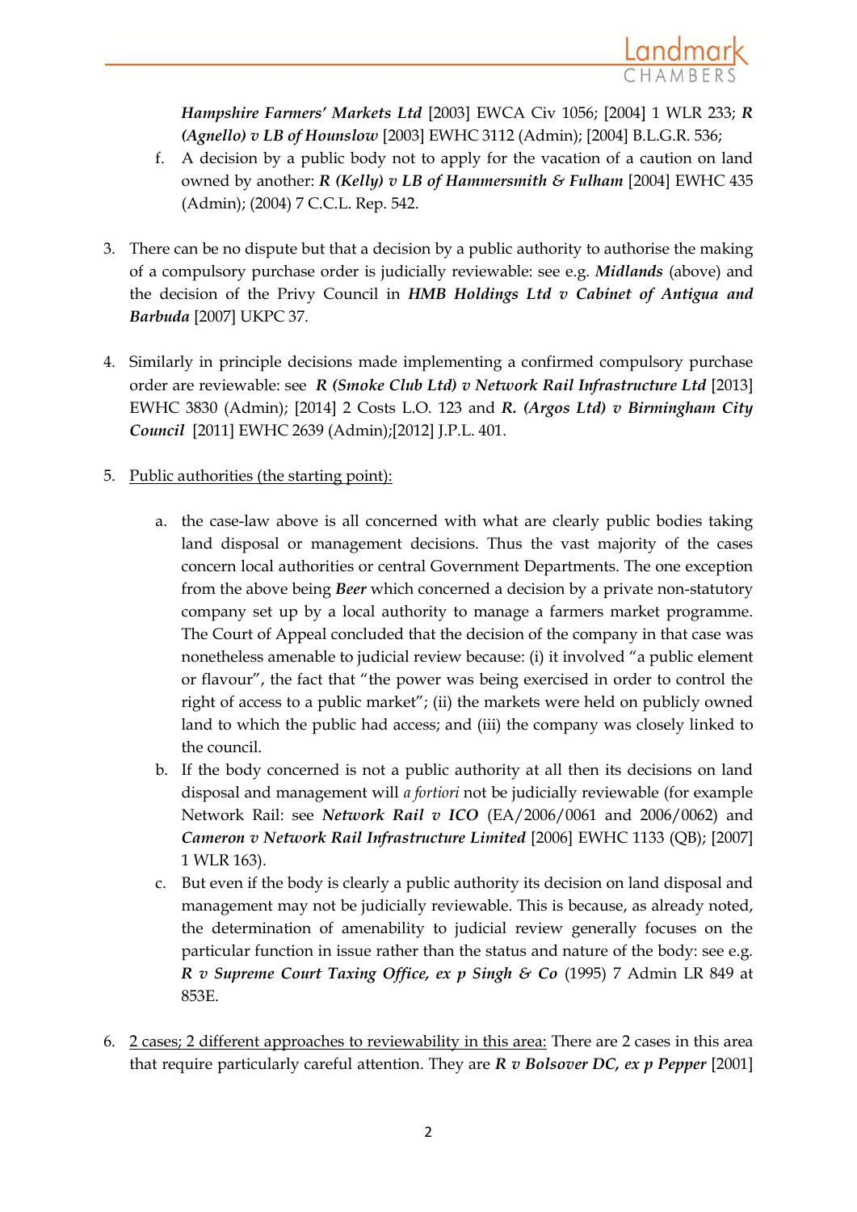***Hampshire Farmers' Markets Ltd*** [2003] EWCA Civ 1056; [2004] 1 WLR 233; ***R (Agnello) v LB of Hounslow*** [2003] EWHC 3112 (Admin); [2004] B.L.G.R. 536;

f. A decision by a public body not to apply for the vacation of a caution on land owned by another: ***R (Kelly) v LB of Hammersmith & Fulham*** [2004] EWHC 435 (Admin); (2004) 7 C.C.L. Rep. 542.

3. There can be no dispute but that a decision by a public authority to authorise the making of a compulsory purchase order is judicially reviewable: see e.g. ***Midlands*** (above) and the decision of the Privy Council in ***HMB Holdings Ltd v Cabinet of Antigua and Barbuda*** [2007] UKPC 37.

4. Similarly in principle decisions made implementing a confirmed compulsory purchase order are reviewable: see ***R (Smoke Club Ltd) v Network Rail Infrastructure Ltd*** [2013] EWHC 3830 (Admin); [2014] 2 Costs L.O. 123 and ***R. (Argos Ltd) v Birmingham City Council*** [2011] EWHC 2639 (Admin);[2012] J.P.L. 401.

5. <u>Public authorities (the starting point):</u>

   a. the case-law above is all concerned with what are clearly public bodies taking land disposal or management decisions. Thus the vast majority of the cases concern local authorities or central Government Departments. The one exception from the above being ***Beer*** which concerned a decision by a private non-statutory company set up by a local authority to manage a farmers market programme. The Court of Appeal concluded that the decision of the company in that case was nonetheless amenable to judicial review because: (i) it involved "a public element or flavour", the fact that "the power was being exercised in order to control the right of access to a public market"; (ii) the markets were held on publicly owned land to which the public had access; and (iii) the company was closely linked to the council.

   b. If the body concerned is not a public authority at all then its decisions on land disposal and management will *a fortiori* not be judicially reviewable (for example Network Rail: see ***Network Rail v ICO*** (EA/2006/0061 and 2006/0062) and ***Cameron v Network Rail Infrastructure Limited*** [2006] EWHC 1133 (QB); [2007] 1 WLR 163).

   c. But even if the body is clearly a public authority its decision on land disposal and management may not be judicially reviewable. This is because, as already noted, the determination of amenability to judicial review generally focuses on the particular function in issue rather than the status and nature of the body: see e.g. ***R v Supreme Court Taxing Office, ex p Singh & Co*** (1995) 7 Admin LR 849 at 853E.

6. <u>2 cases; 2 different approaches to reviewability in this area:</u> There are 2 cases in this area that require particularly careful attention. They are ***R v Bolsover DC, ex p Pepper*** [2001]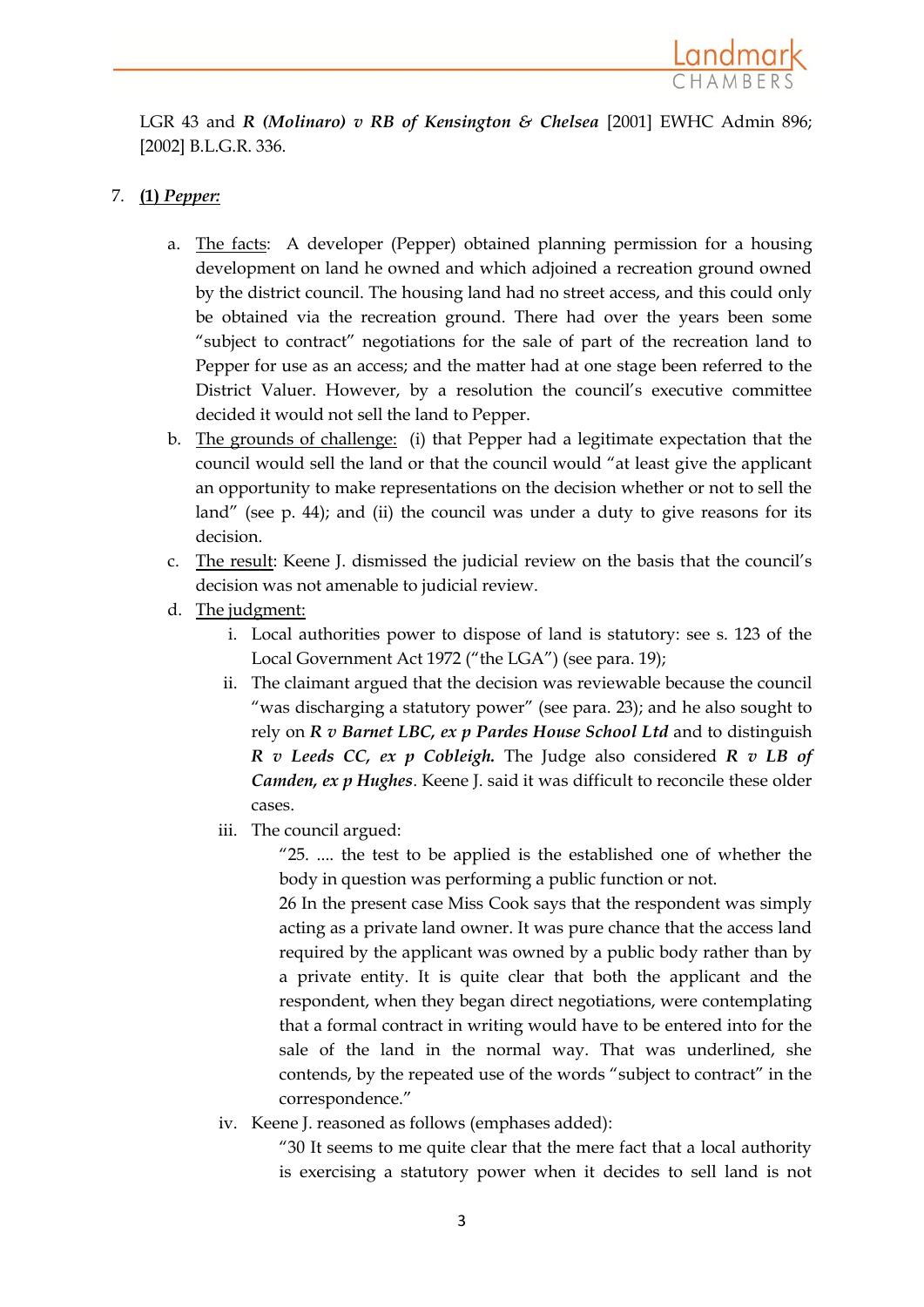LGR 43 and ***R (Molinaro) v RB of Kensington & Chelsea*** [2001] EWHC Admin 896; [2002] B.L.G.R. 336.

7. **(1) *Pepper:***

   a. The facts: A developer (Pepper) obtained planning permission for a housing development on land he owned and which adjoined a recreation ground owned by the district council. The housing land had no street access, and this could only be obtained via the recreation ground. There had over the years been some "subject to contract" negotiations for the sale of part of the recreation land to Pepper for use as an access; and the matter had at one stage been referred to the District Valuer. However, by a resolution the council's executive committee decided it would not sell the land to Pepper.

   b. The grounds of challenge: (i) that Pepper had a legitimate expectation that the council would sell the land or that the council would "at least give the applicant an opportunity to make representations on the decision whether or not to sell the land" (see p. 44); and (ii) the council was under a duty to give reasons for its decision.

   c. The result: Keene J. dismissed the judicial review on the basis that the council's decision was not amenable to judicial review.

   d. The judgment:

      i. Local authorities power to dispose of land is statutory: see s. 123 of the Local Government Act 1972 ("the LGA") (see para. 19);

      ii. The claimant argued that the decision was reviewable because the council "was discharging a statutory power" (see para. 23); and he also sought to rely on ***R v Barnet LBC, ex p Pardes House School Ltd*** and to distinguish ***R v Leeds CC, ex p Cobleigh.*** The Judge also considered ***R v LB of Camden, ex p Hughes***. Keene J. said it was difficult to reconcile these older cases.

      iii. The council argued:

      > "25. .... the test to be applied is the established one of whether the body in question was performing a public function or not.
      >
      > 26 In the present case Miss Cook says that the respondent was simply acting as a private land owner. It was pure chance that the access land required by the applicant was owned by a public body rather than by a private entity. It is quite clear that both the applicant and the respondent, when they began direct negotiations, were contemplating that a formal contract in writing would have to be entered into for the sale of the land in the normal way. That was underlined, she contends, by the repeated use of the words "subject to contract" in the correspondence."

      iv. Keene J. reasoned as follows (emphases added):

      > "30 It seems to me quite clear that the mere fact that a local authority is exercising a statutory power when it decides to sell land is not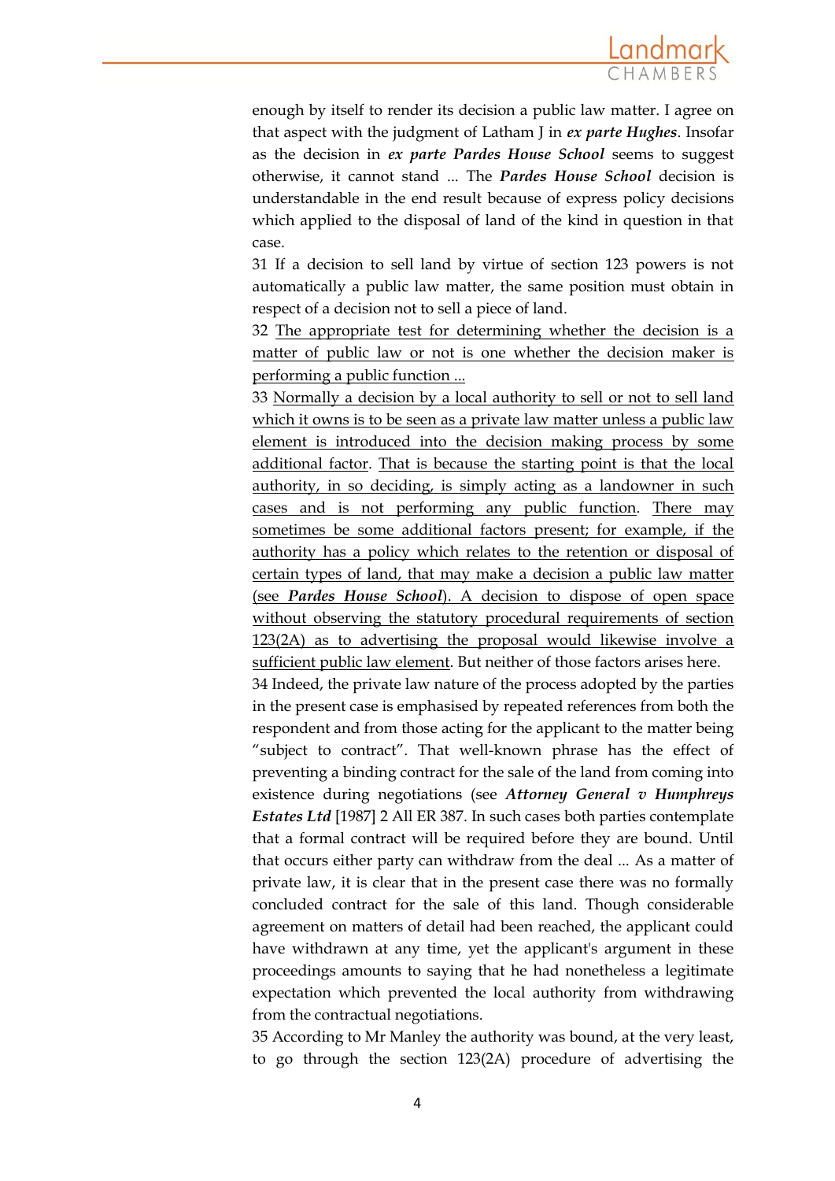enough by itself to render its decision a public law matter. I agree on that aspect with the judgment of Latham J in ***ex parte Hughes***. Insofar as the decision in ***ex parte Pardes House School*** seems to suggest otherwise, it cannot stand ... The ***Pardes House School*** decision is understandable in the end result because of express policy decisions which applied to the disposal of land of the kind in question in that case.

31 If a decision to sell land by virtue of section 123 powers is not automatically a public law matter, the same position must obtain in respect of a decision not to sell a piece of land.

32 <u>The appropriate test for determining whether the decision is a matter of public law or not is one whether the decision maker is performing a public function ...</u>

33 <u>Normally a decision by a local authority to sell or not to sell land which it owns is to be seen as a private law matter unless a public law element is introduced into the decision making process by some additional factor</u>. <u>That is because the starting point is that the local authority, in so deciding, is simply acting as a landowner in such cases and is not performing any public function</u>. <u>There may sometimes be some additional factors present; for example, if the authority has a policy which relates to the retention or disposal of certain types of land, that may make a decision a public law matter (see ***Pardes House School***). A decision to dispose of open space without observing the statutory procedural requirements of section 123(2A) as to advertising the proposal would likewise involve a sufficient public law element</u>. But neither of those factors arises here.

34 Indeed, the private law nature of the process adopted by the parties in the present case is emphasised by repeated references from both the respondent and from those acting for the applicant to the matter being "subject to contract". That well-known phrase has the effect of preventing a binding contract for the sale of the land from coming into existence during negotiations (see ***Attorney General v Humphreys Estates Ltd*** [1987] 2 All ER 387. In such cases both parties contemplate that a formal contract will be required before they are bound. Until that occurs either party can withdraw from the deal ... As a matter of private law, it is clear that in the present case there was no formally concluded contract for the sale of this land. Though considerable agreement on matters of detail had been reached, the applicant could have withdrawn at any time, yet the applicant's argument in these proceedings amounts to saying that he had nonetheless a legitimate expectation which prevented the local authority from withdrawing from the contractual negotiations.

35 According to Mr Manley the authority was bound, at the very least, to go through the section 123(2A) procedure of advertising the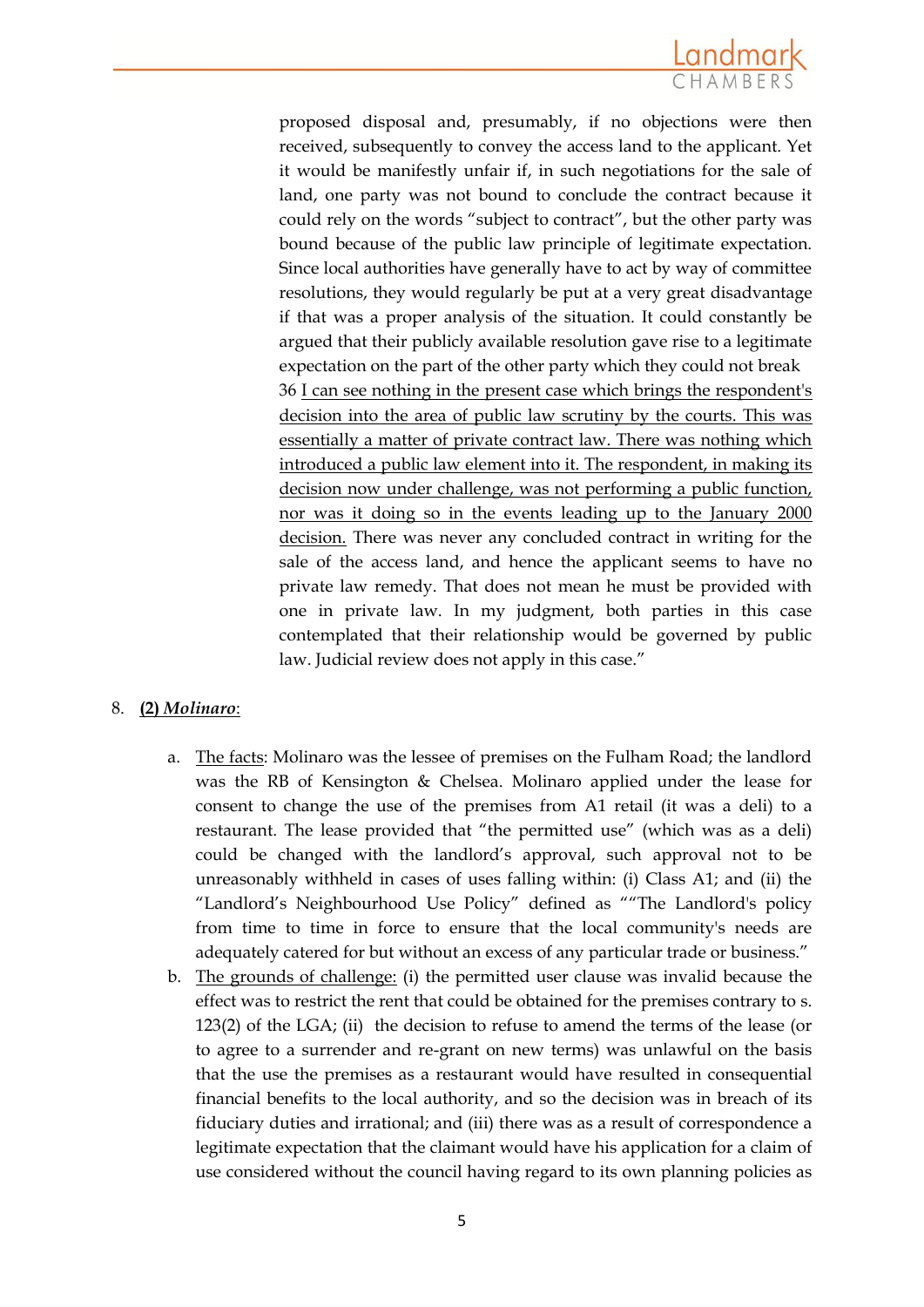> proposed disposal and, presumably, if no objections were then received, subsequently to convey the access land to the applicant. Yet it would be manifestly unfair if, in such negotiations for the sale of land, one party was not bound to conclude the contract because it could rely on the words "subject to contract", but the other party was bound because of the public law principle of legitimate expectation. Since local authorities have generally have to act by way of committee resolutions, they would regularly be put at a very great disadvantage if that was a proper analysis of the situation. It could constantly be argued that their publicly available resolution gave rise to a legitimate expectation on the part of the other party which they could not break
>
> 36 <u>I can see nothing in the present case which brings the respondent's decision into the area of public law scrutiny by the courts. This was essentially a matter of private contract law. There was nothing which introduced a public law element into it. The respondent, in making its decision now under challenge, was not performing a public function, nor was it doing so in the events leading up to the January 2000 decision.</u> There was never any concluded contract in writing for the sale of the access land, and hence the applicant seems to have no private law remedy. That does not mean he must be provided with one in private law. In my judgment, both parties in this case contemplated that their relationship would be governed by public law. Judicial review does not apply in this case."

8. **(2) *Molinaro***:

   a. <u>The facts</u>: Molinaro was the lessee of premises on the Fulham Road; the landlord was the RB of Kensington & Chelsea. Molinaro applied under the lease for consent to change the use of the premises from A1 retail (it was a deli) to a restaurant. The lease provided that "the permitted use" (which was as a deli) could be changed with the landlord's approval, such approval not to be unreasonably withheld in cases of uses falling within: (i) Class A1; and (ii) the "Landlord's Neighbourhood Use Policy" defined as ""The Landlord's policy from time to time in force to ensure that the local community's needs are adequately catered for but without an excess of any particular trade or business."

   b. <u>The grounds of challenge:</u> (i) the permitted user clause was invalid because the effect was to restrict the rent that could be obtained for the premises contrary to s. 123(2) of the LGA; (ii) the decision to refuse to amend the terms of the lease (or to agree to a surrender and re-grant on new terms) was unlawful on the basis that the use the premises as a restaurant would have resulted in consequential financial benefits to the local authority, and so the decision was in breach of its fiduciary duties and irrational; and (iii) there was as a result of correspondence a legitimate expectation that the claimant would have his application for a claim of use considered without the council having regard to its own planning policies as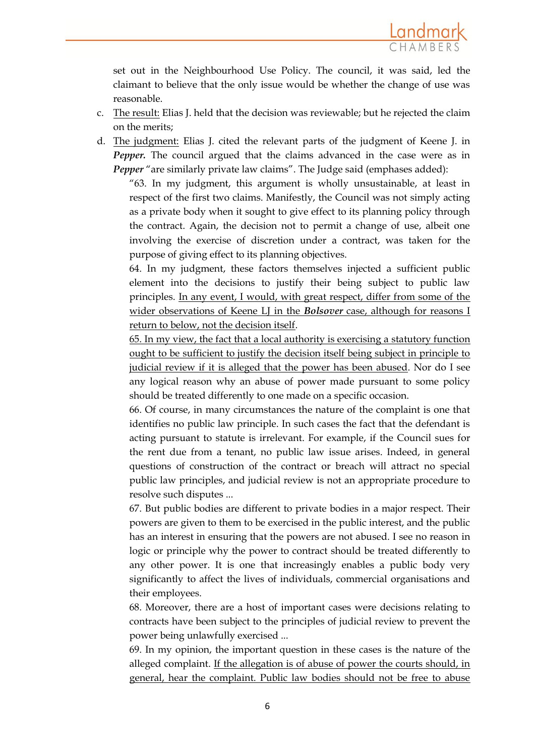set out in the Neighbourhood Use Policy. The council, it was said, led the claimant to believe that the only issue would be whether the change of use was reasonable.

c. <u>The result:</u> Elias J. held that the decision was reviewable; but he rejected the claim on the merits;

d. <u>The judgment:</u> Elias J. cited the relevant parts of the judgment of Keene J. in ***Pepper.*** The council argued that the claims advanced in the case were as in ***Pepper*** "are similarly private law claims". The Judge said (emphases added):

"63. In my judgment, this argument is wholly unsustainable, at least in respect of the first two claims. Manifestly, the Council was not simply acting as a private body when it sought to give effect to its planning policy through the contract. Again, the decision not to permit a change of use, albeit one involving the exercise of discretion under a contract, was taken for the purpose of giving effect to its planning objectives.

64. In my judgment, these factors themselves injected a sufficient public element into the decisions to justify their being subject to public law principles. <u>In any event, I would, with great respect, differ from some of the wider observations of Keene LJ in the</u> ***<u>Bolsover</u>*** <u>case, although for reasons I return to below, not the decision itself</u>.

<u>65. In my view, the fact that a local authority is exercising a statutory function ought to be sufficient to justify the decision itself being subject in principle to judicial review if it is alleged that the power has been abused</u>. Nor do I see any logical reason why an abuse of power made pursuant to some policy should be treated differently to one made on a specific occasion.

66. Of course, in many circumstances the nature of the complaint is one that identifies no public law principle. In such cases the fact that the defendant is acting pursuant to statute is irrelevant. For example, if the Council sues for the rent due from a tenant, no public law issue arises. Indeed, in general questions of construction of the contract or breach will attract no special public law principles, and judicial review is not an appropriate procedure to resolve such disputes ...

67. But public bodies are different to private bodies in a major respect. Their powers are given to them to be exercised in the public interest, and the public has an interest in ensuring that the powers are not abused. I see no reason in logic or principle why the power to contract should be treated differently to any other power. It is one that increasingly enables a public body very significantly to affect the lives of individuals, commercial organisations and their employees.

68. Moreover, there are a host of important cases were decisions relating to contracts have been subject to the principles of judicial review to prevent the power being unlawfully exercised ...

69. In my opinion, the important question in these cases is the nature of the alleged complaint. <u>If the allegation is of abuse of power the courts should, in general, hear the complaint. Public law bodies should not be free to abuse</u>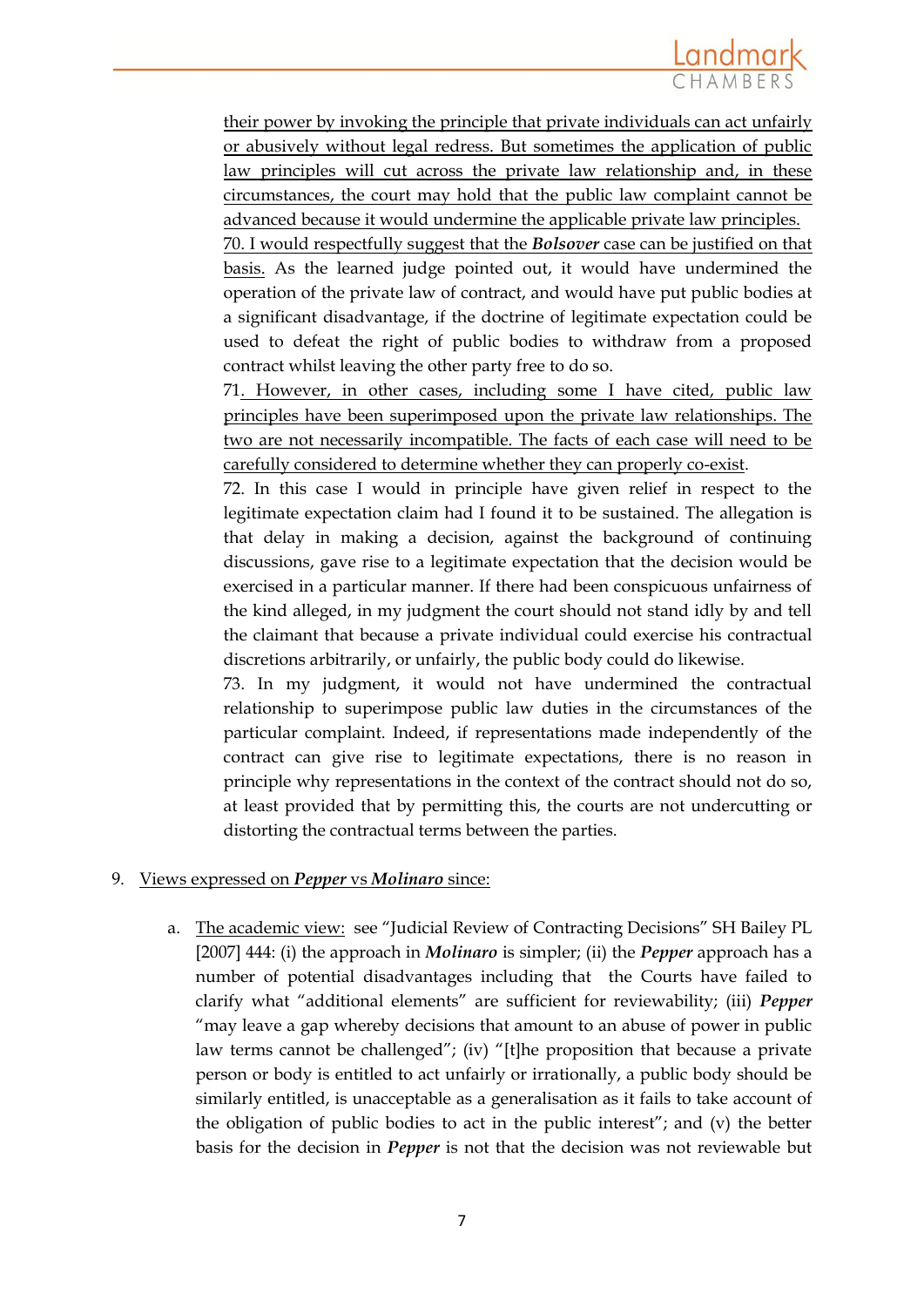their power by invoking the principle that private individuals can act unfairly or abusively without legal redress. But sometimes the application of public law principles will cut across the private law relationship and, in these circumstances, the court may hold that the public law complaint cannot be advanced because it would undermine the applicable private law principles.

70. I would respectfully suggest that the ***Bolsover*** case can be justified on that basis. As the learned judge pointed out, it would have undermined the operation of the private law of contract, and would have put public bodies at a significant disadvantage, if the doctrine of legitimate expectation could be used to defeat the right of public bodies to withdraw from a proposed contract whilst leaving the other party free to do so.

71. However, in other cases, including some I have cited, public law principles have been superimposed upon the private law relationships. The two are not necessarily incompatible. The facts of each case will need to be carefully considered to determine whether they can properly co-exist.

72. In this case I would in principle have given relief in respect to the legitimate expectation claim had I found it to be sustained. The allegation is that delay in making a decision, against the background of continuing discussions, gave rise to a legitimate expectation that the decision would be exercised in a particular manner. If there had been conspicuous unfairness of the kind alleged, in my judgment the court should not stand idly by and tell the claimant that because a private individual could exercise his contractual discretions arbitrarily, or unfairly, the public body could do likewise.

73. In my judgment, it would not have undermined the contractual relationship to superimpose public law duties in the circumstances of the particular complaint. Indeed, if representations made independently of the contract can give rise to legitimate expectations, there is no reason in principle why representations in the context of the contract should not do so, at least provided that by permitting this, the courts are not undercutting or distorting the contractual terms between the parties.

9. Views expressed on ***Pepper*** vs ***Molinaro*** since:

   a. The academic view: see "Judicial Review of Contracting Decisions" SH Bailey PL [2007] 444: (i) the approach in ***Molinaro*** is simpler; (ii) the ***Pepper*** approach has a number of potential disadvantages including that the Courts have failed to clarify what "additional elements" are sufficient for reviewability; (iii) ***Pepper*** "may leave a gap whereby decisions that amount to an abuse of power in public law terms cannot be challenged"; (iv) "[t]he proposition that because a private person or body is entitled to act unfairly or irrationally, a public body should be similarly entitled, is unacceptable as a generalisation as it fails to take account of the obligation of public bodies to act in the public interest"; and (v) the better basis for the decision in ***Pepper*** is not that the decision was not reviewable but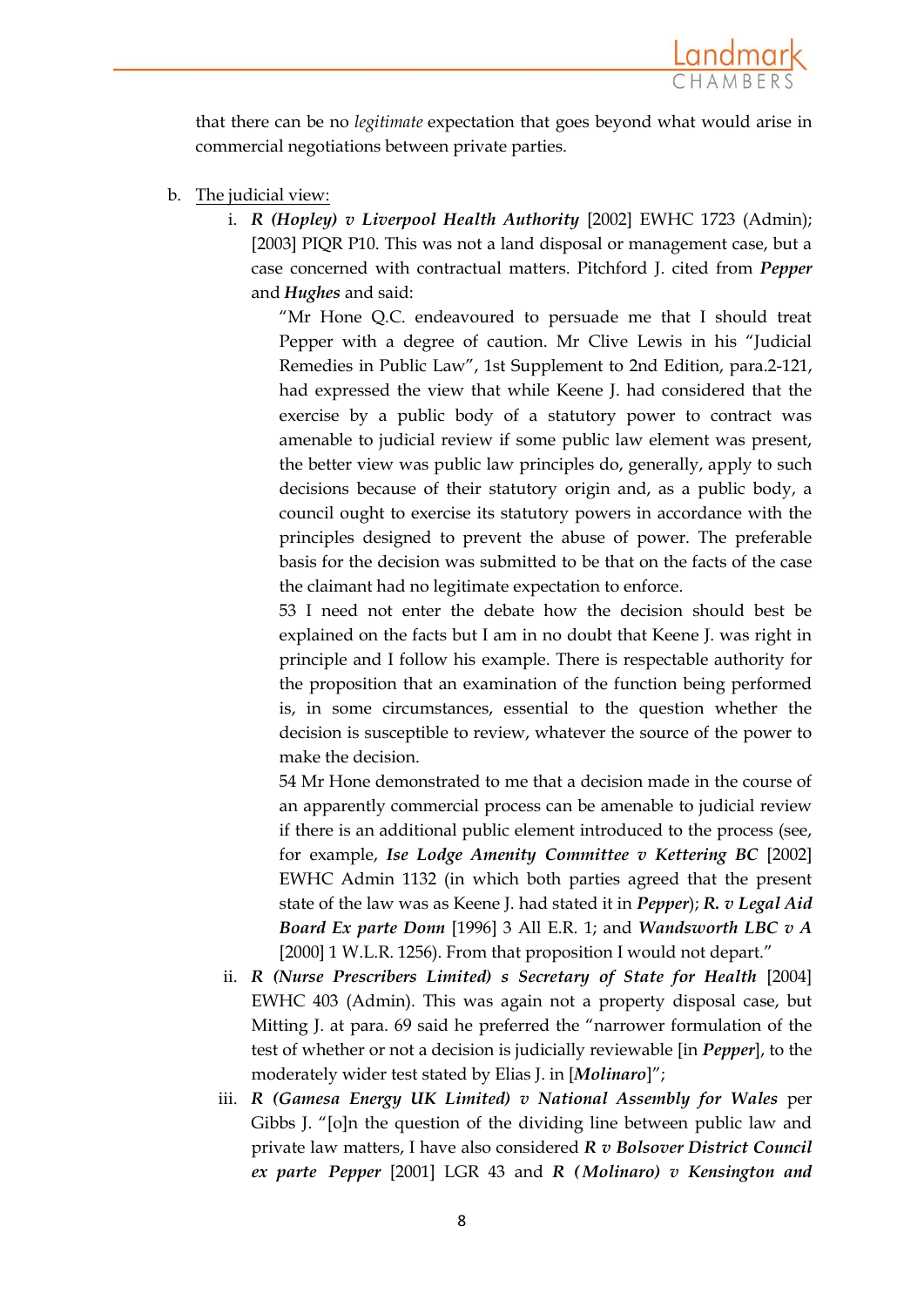that there can be no *legitimate* expectation that goes beyond what would arise in commercial negotiations between private parties.

b. <u>The judicial view:</u>

   i. ***R (Hopley) v Liverpool Health Authority*** [2002] EWHC 1723 (Admin); [2003] PIQR P10. This was not a land disposal or management case, but a case concerned with contractual matters. Pitchford J. cited from ***Pepper*** and ***Hughes*** and said:

      "Mr Hone Q.C. endeavoured to persuade me that I should treat Pepper with a degree of caution. Mr Clive Lewis in his "Judicial Remedies in Public Law", 1st Supplement to 2nd Edition, para.2-121, had expressed the view that while Keene J. had considered that the exercise by a public body of a statutory power to contract was amenable to judicial review if some public law element was present, the better view was public law principles do, generally, apply to such decisions because of their statutory origin and, as a public body, a council ought to exercise its statutory powers in accordance with the principles designed to prevent the abuse of power. The preferable basis for the decision was submitted to be that on the facts of the case the claimant had no legitimate expectation to enforce.

      53 I need not enter the debate how the decision should best be explained on the facts but I am in no doubt that Keene J. was right in principle and I follow his example. There is respectable authority for the proposition that an examination of the function being performed is, in some circumstances, essential to the question whether the decision is susceptible to review, whatever the source of the power to make the decision.

      54 Mr Hone demonstrated to me that a decision made in the course of an apparently commercial process can be amenable to judicial review if there is an additional public element introduced to the process (see, for example, ***Ise Lodge Amenity Committee v Kettering BC*** [2002] EWHC Admin 1132 (in which both parties agreed that the present state of the law was as Keene J. had stated it in ***Pepper***); ***R. v Legal Aid Board Ex parte Donn*** [1996] 3 All E.R. 1; and ***Wandsworth LBC v A*** [2000] 1 W.L.R. 1256). From that proposition I would not depart."

   ii. ***R (Nurse Prescribers Limited) s Secretary of State for Health*** [2004] EWHC 403 (Admin). This was again not a property disposal case, but Mitting J. at para. 69 said he preferred the "narrower formulation of the test of whether or not a decision is judicially reviewable [in ***Pepper***], to the moderately wider test stated by Elias J. in [***Molinaro***]";

   iii. ***R (Gamesa Energy UK Limited) v National Assembly for Wales*** per Gibbs J. "[o]n the question of the dividing line between public law and private law matters, I have also considered ***R v Bolsover District Council ex parte Pepper*** [2001] LGR 43 and ***R (Molinaro) v Kensington and***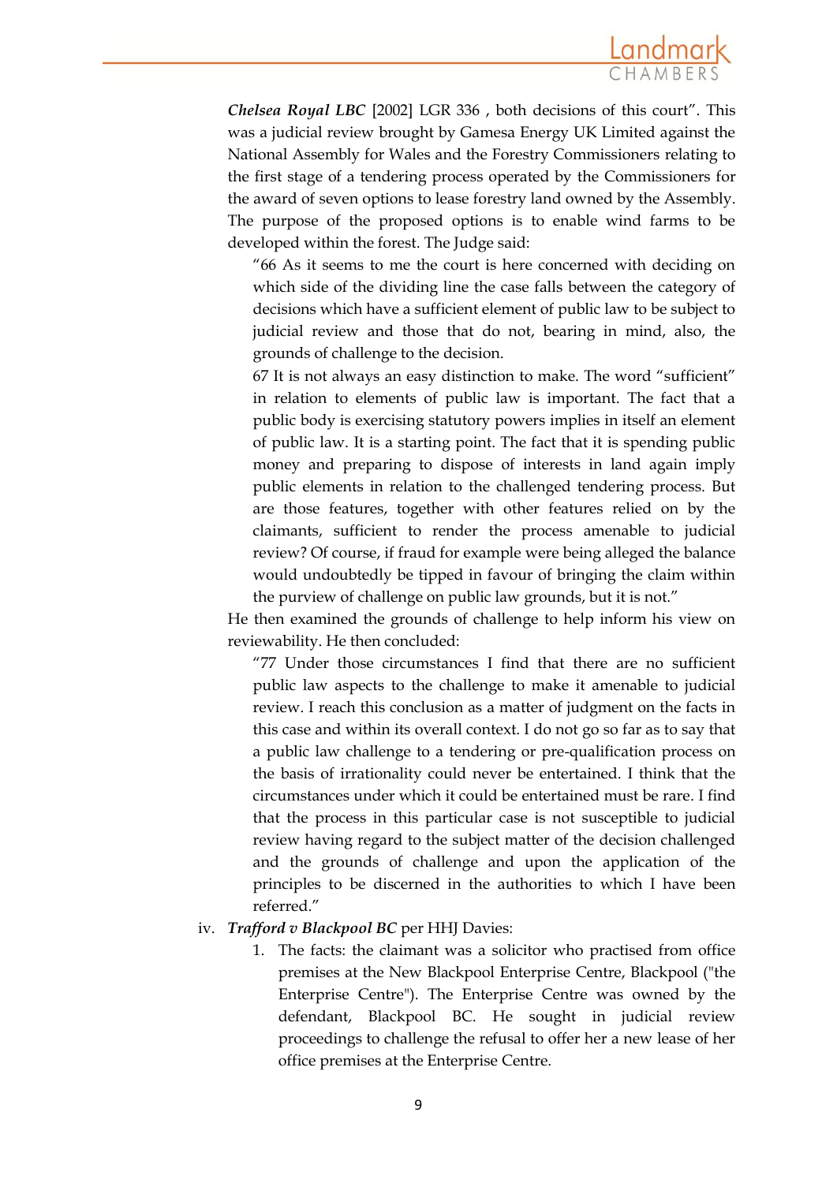***Chelsea Royal LBC*** [2002] LGR 336 , both decisions of this court". This was a judicial review brought by Gamesa Energy UK Limited against the National Assembly for Wales and the Forestry Commissioners relating to the first stage of a tendering process operated by the Commissioners for the award of seven options to lease forestry land owned by the Assembly. The purpose of the proposed options is to enable wind farms to be developed within the forest. The Judge said:

> "66 As it seems to me the court is here concerned with deciding on which side of the dividing line the case falls between the category of decisions which have a sufficient element of public law to be subject to judicial review and those that do not, bearing in mind, also, the grounds of challenge to the decision.
>
> 67 It is not always an easy distinction to make. The word "sufficient" in relation to elements of public law is important. The fact that a public body is exercising statutory powers implies in itself an element of public law. It is a starting point. The fact that it is spending public money and preparing to dispose of interests in land again imply public elements in relation to the challenged tendering process. But are those features, together with other features relied on by the claimants, sufficient to render the process amenable to judicial review? Of course, if fraud for example were being alleged the balance would undoubtedly be tipped in favour of bringing the claim within the purview of challenge on public law grounds, but it is not."

He then examined the grounds of challenge to help inform his view on reviewability. He then concluded:

> "77 Under those circumstances I find that there are no sufficient public law aspects to the challenge to make it amenable to judicial review. I reach this conclusion as a matter of judgment on the facts in this case and within its overall context. I do not go so far as to say that a public law challenge to a tendering or pre-qualification process on the basis of irrationality could never be entertained. I think that the circumstances under which it could be entertained must be rare. I find that the process in this particular case is not susceptible to judicial review having regard to the subject matter of the decision challenged and the grounds of challenge and upon the application of the principles to be discerned in the authorities to which I have been referred."

iv. ***Trafford v Blackpool BC*** per HHJ Davies:

1. The facts: the claimant was a solicitor who practised from office premises at the New Blackpool Enterprise Centre, Blackpool ("the Enterprise Centre"). The Enterprise Centre was owned by the defendant, Blackpool BC. He sought in judicial review proceedings to challenge the refusal to offer her a new lease of her office premises at the Enterprise Centre.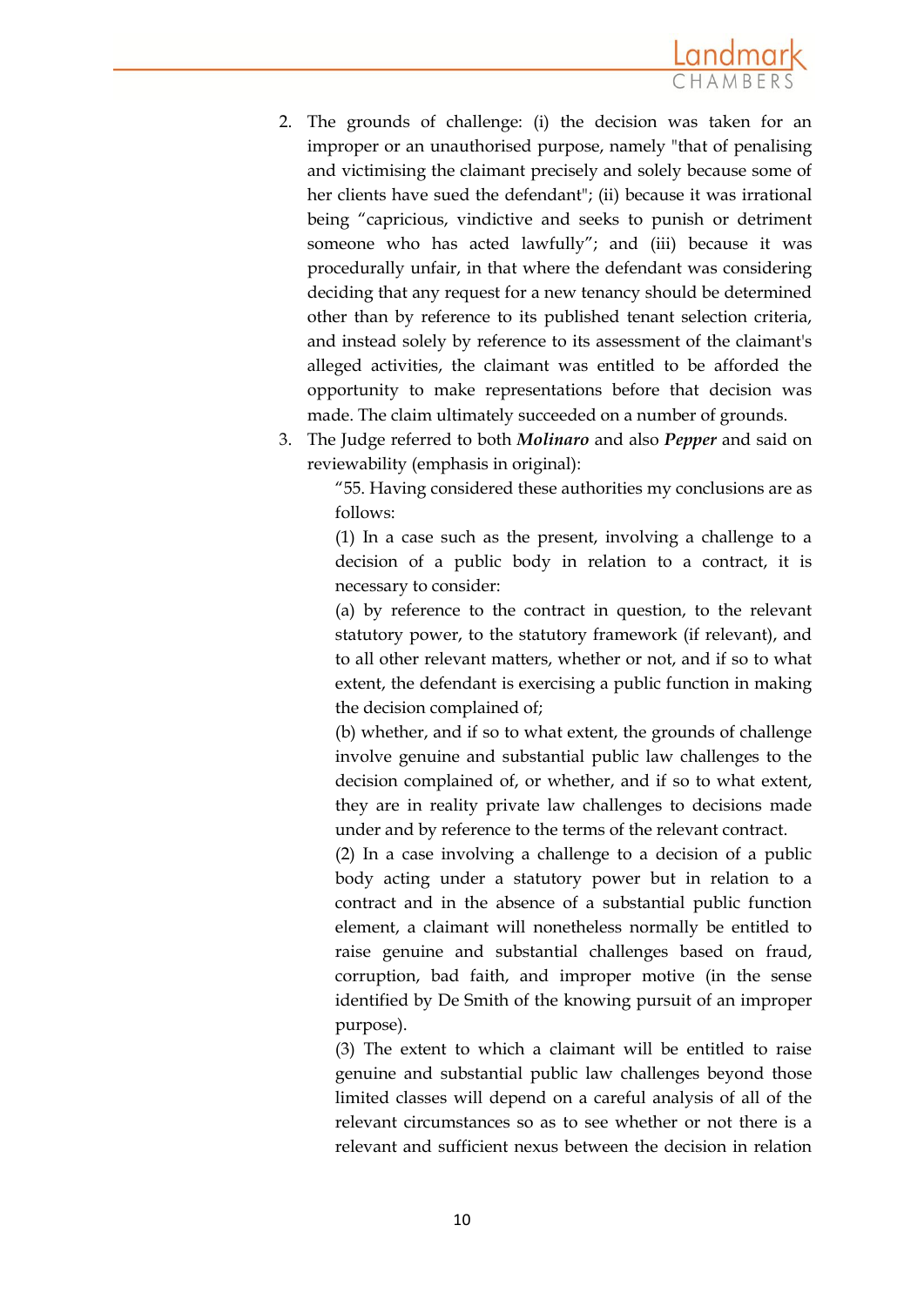2. The grounds of challenge: (i) the decision was taken for an improper or an unauthorised purpose, namely "that of penalising and victimising the claimant precisely and solely because some of her clients have sued the defendant"; (ii) because it was irrational being "capricious, vindictive and seeks to punish or detriment someone who has acted lawfully"; and (iii) because it was procedurally unfair, in that where the defendant was considering deciding that any request for a new tenancy should be determined other than by reference to its published tenant selection criteria, and instead solely by reference to its assessment of the claimant's alleged activities, the claimant was entitled to be afforded the opportunity to make representations before that decision was made. The claim ultimately succeeded on a number of grounds.
3. The Judge referred to both ***Molinaro*** and also ***Pepper*** and said on reviewability (emphasis in original):

   "55. Having considered these authorities my conclusions are as follows:

   (1) In a case such as the present, involving a challenge to a decision of a public body in relation to a contract, it is necessary to consider:

   (a) by reference to the contract in question, to the relevant statutory power, to the statutory framework (if relevant), and to all other relevant matters, whether or not, and if so to what extent, the defendant is exercising a public function in making the decision complained of;

   (b) whether, and if so to what extent, the grounds of challenge involve genuine and substantial public law challenges to the decision complained of, or whether, and if so to what extent, they are in reality private law challenges to decisions made under and by reference to the terms of the relevant contract.

   (2) In a case involving a challenge to a decision of a public body acting under a statutory power but in relation to a contract and in the absence of a substantial public function element, a claimant will nonetheless normally be entitled to raise genuine and substantial challenges based on fraud, corruption, bad faith, and improper motive (in the sense identified by De Smith of the knowing pursuit of an improper purpose).

   (3) The extent to which a claimant will be entitled to raise genuine and substantial public law challenges beyond those limited classes will depend on a careful analysis of all of the relevant circumstances so as to see whether or not there is a relevant and sufficient nexus between the decision in relation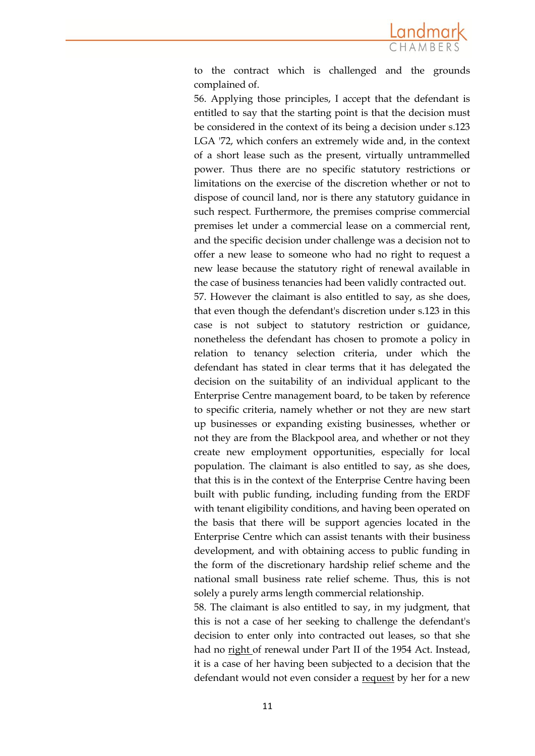to the contract which is challenged and the grounds complained of.

56. Applying those principles, I accept that the defendant is entitled to say that the starting point is that the decision must be considered in the context of its being a decision under s.123 LGA '72, which confers an extremely wide and, in the context of a short lease such as the present, virtually untrammelled power. Thus there are no specific statutory restrictions or limitations on the exercise of the discretion whether or not to dispose of council land, nor is there any statutory guidance in such respect. Furthermore, the premises comprise commercial premises let under a commercial lease on a commercial rent, and the specific decision under challenge was a decision not to offer a new lease to someone who had no right to request a new lease because the statutory right of renewal available in the case of business tenancies had been validly contracted out.

57. However the claimant is also entitled to say, as she does, that even though the defendant's discretion under s.123 in this case is not subject to statutory restriction or guidance, nonetheless the defendant has chosen to promote a policy in relation to tenancy selection criteria, under which the defendant has stated in clear terms that it has delegated the decision on the suitability of an individual applicant to the Enterprise Centre management board, to be taken by reference to specific criteria, namely whether or not they are new start up businesses or expanding existing businesses, whether or not they are from the Blackpool area, and whether or not they create new employment opportunities, especially for local population. The claimant is also entitled to say, as she does, that this is in the context of the Enterprise Centre having been built with public funding, including funding from the ERDF with tenant eligibility conditions, and having been operated on the basis that there will be support agencies located in the Enterprise Centre which can assist tenants with their business development, and with obtaining access to public funding in the form of the discretionary hardship relief scheme and the national small business rate relief scheme. Thus, this is not solely a purely arms length commercial relationship.

58. The claimant is also entitled to say, in my judgment, that this is not a case of her seeking to challenge the defendant's decision to enter only into contracted out leases, so that she had no <u>right</u> of renewal under Part II of the 1954 Act. Instead, it is a case of her having been subjected to a decision that the defendant would not even consider a <u>request</u> by her for a new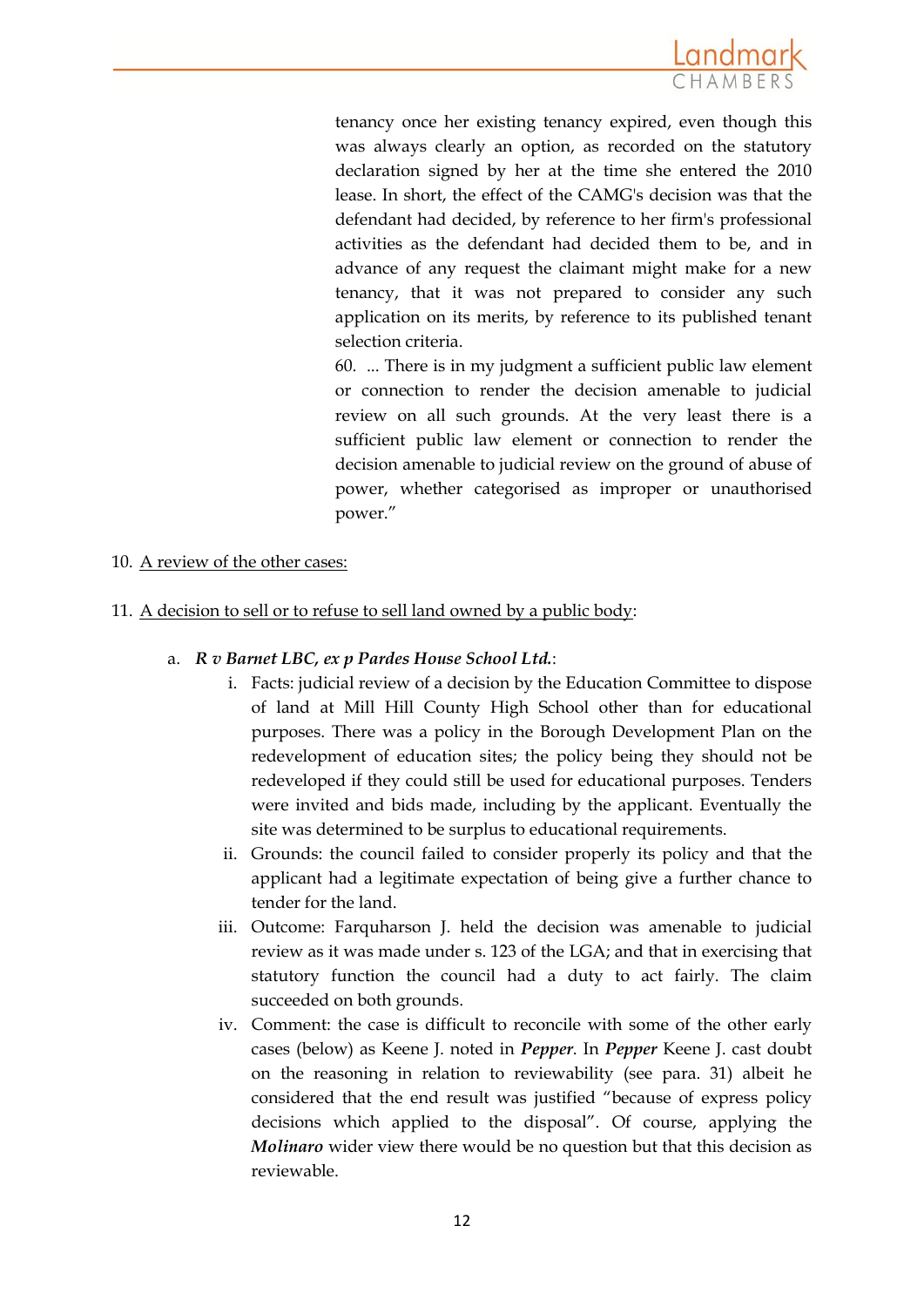> tenancy once her existing tenancy expired, even though this was always clearly an option, as recorded on the statutory declaration signed by her at the time she entered the 2010 lease. In short, the effect of the CAMG's decision was that the defendant had decided, by reference to her firm's professional activities as the defendant had decided them to be, and in advance of any request the claimant might make for a new tenancy, that it was not prepared to consider any such application on its merits, by reference to its published tenant selection criteria.
>
> 60. ... There is in my judgment a sufficient public law element or connection to render the decision amenable to judicial review on all such grounds. At the very least there is a sufficient public law element or connection to render the decision amenable to judicial review on the ground of abuse of power, whether categorised as improper or unauthorised power."

10. <u>A review of the other cases:</u>

11. <u>A decision to sell or to refuse to sell land owned by a public body</u>:

    a. ***R v Barnet LBC, ex p Pardes House School Ltd.***:

        i. Facts: judicial review of a decision by the Education Committee to dispose of land at Mill Hill County High School other than for educational purposes. There was a policy in the Borough Development Plan on the redevelopment of education sites; the policy being they should not be redeveloped if they could still be used for educational purposes. Tenders were invited and bids made, including by the applicant. Eventually the site was determined to be surplus to educational requirements.

        ii. Grounds: the council failed to consider properly its policy and that the applicant had a legitimate expectation of being give a further chance to tender for the land.

        iii. Outcome: Farquharson J. held the decision was amenable to judicial review as it was made under s. 123 of the LGA; and that in exercising that statutory function the council had a duty to act fairly. The claim succeeded on both grounds.

        iv. Comment: the case is difficult to reconcile with some of the other early cases (below) as Keene J. noted in ***Pepper***. In ***Pepper*** Keene J. cast doubt on the reasoning in relation to reviewability (see para. 31) albeit he considered that the end result was justified "because of express policy decisions which applied to the disposal". Of course, applying the ***Molinaro*** wider view there would be no question but that this decision as reviewable.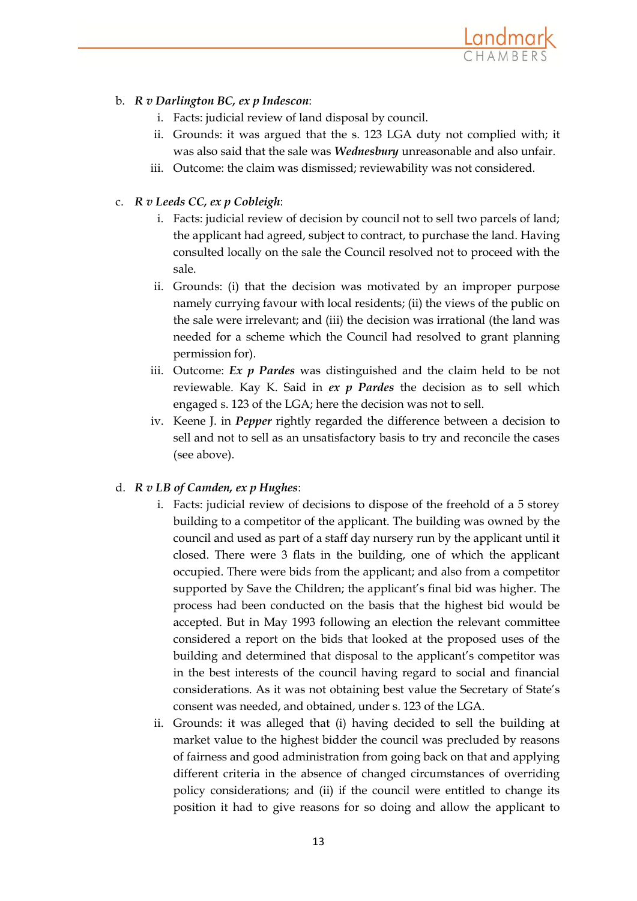b. ***R v Darlington BC, ex p Indescon***:
   i. Facts: judicial review of land disposal by council.
   ii. Grounds: it was argued that the s. 123 LGA duty not complied with; it was also said that the sale was ***Wednesbury*** unreasonable and also unfair.
   iii. Outcome: the claim was dismissed; reviewability was not considered.

c. ***R v Leeds CC, ex p Cobleigh***:
   i. Facts: judicial review of decision by council not to sell two parcels of land; the applicant had agreed, subject to contract, to purchase the land. Having consulted locally on the sale the Council resolved not to proceed with the sale.
   ii. Grounds: (i) that the decision was motivated by an improper purpose namely currying favour with local residents; (ii) the views of the public on the sale were irrelevant; and (iii) the decision was irrational (the land was needed for a scheme which the Council had resolved to grant planning permission for).
   iii. Outcome: ***Ex p Pardes*** was distinguished and the claim held to be not reviewable. Kay K. Said in ***ex p Pardes*** the decision as to sell which engaged s. 123 of the LGA; here the decision was not to sell.
   iv. Keene J. in ***Pepper*** rightly regarded the difference between a decision to sell and not to sell as an unsatisfactory basis to try and reconcile the cases (see above).

d. ***R v LB of Camden, ex p Hughes***:
   i. Facts: judicial review of decisions to dispose of the freehold of a 5 storey building to a competitor of the applicant. The building was owned by the council and used as part of a staff day nursery run by the applicant until it closed. There were 3 flats in the building, one of which the applicant occupied. There were bids from the applicant; and also from a competitor supported by Save the Children; the applicant's final bid was higher. The process had been conducted on the basis that the highest bid would be accepted. But in May 1993 following an election the relevant committee considered a report on the bids that looked at the proposed uses of the building and determined that disposal to the applicant's competitor was in the best interests of the council having regard to social and financial considerations. As it was not obtaining best value the Secretary of State's consent was needed, and obtained, under s. 123 of the LGA.
   ii. Grounds: it was alleged that (i) having decided to sell the building at market value to the highest bidder the council was precluded by reasons of fairness and good administration from going back on that and applying different criteria in the absence of changed circumstances of overriding policy considerations; and (ii) if the council were entitled to change its position it had to give reasons for so doing and allow the applicant to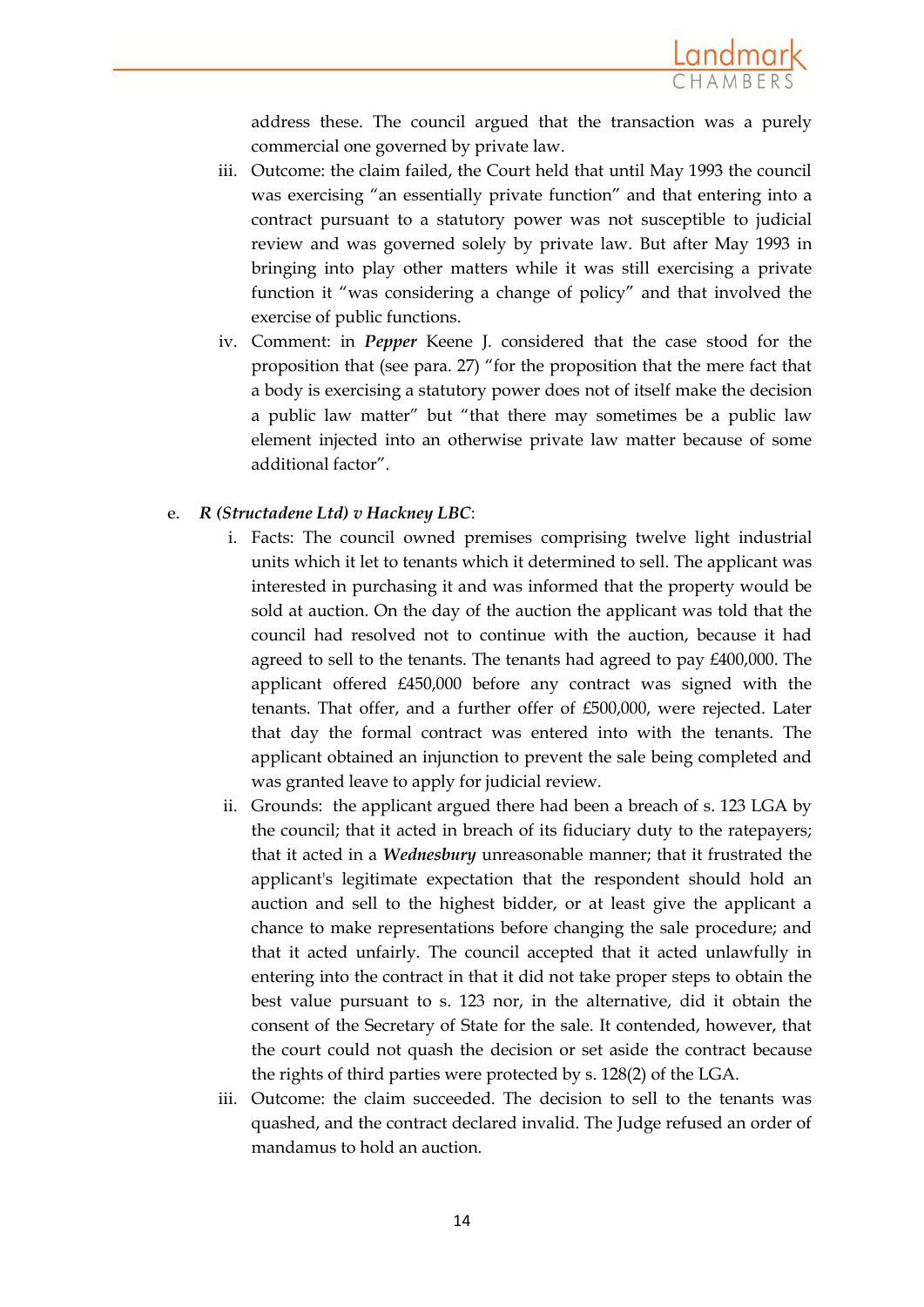address these. The council argued that the transaction was a purely commercial one governed by private law.

iii. Outcome: the claim failed, the Court held that until May 1993 the council was exercising "an essentially private function" and that entering into a contract pursuant to a statutory power was not susceptible to judicial review and was governed solely by private law. But after May 1993 in bringing into play other matters while it was still exercising a private function it "was considering a change of policy" and that involved the exercise of public functions.

iv. Comment: in ***Pepper*** Keene J. considered that the case stood for the proposition that (see para. 27) "for the proposition that the mere fact that a body is exercising a statutory power does not of itself make the decision a public law matter" but "that there may sometimes be a public law element injected into an otherwise private law matter because of some additional factor".

e. ***R (Structadene Ltd) v Hackney LBC***:

i. Facts: The council owned premises comprising twelve light industrial units which it let to tenants which it determined to sell. The applicant was interested in purchasing it and was informed that the property would be sold at auction. On the day of the auction the applicant was told that the council had resolved not to continue with the auction, because it had agreed to sell to the tenants. The tenants had agreed to pay £400,000. The applicant offered £450,000 before any contract was signed with the tenants. That offer, and a further offer of £500,000, were rejected. Later that day the formal contract was entered into with the tenants. The applicant obtained an injunction to prevent the sale being completed and was granted leave to apply for judicial review.

ii. Grounds: the applicant argued there had been a breach of s. 123 LGA by the council; that it acted in breach of its fiduciary duty to the ratepayers; that it acted in a ***Wednesbury*** unreasonable manner; that it frustrated the applicant's legitimate expectation that the respondent should hold an auction and sell to the highest bidder, or at least give the applicant a chance to make representations before changing the sale procedure; and that it acted unfairly. The council accepted that it acted unlawfully in entering into the contract in that it did not take proper steps to obtain the best value pursuant to s. 123 nor, in the alternative, did it obtain the consent of the Secretary of State for the sale. It contended, however, that the court could not quash the decision or set aside the contract because the rights of third parties were protected by s. 128(2) of the LGA.

iii. Outcome: the claim succeeded. The decision to sell to the tenants was quashed, and the contract declared invalid. The Judge refused an order of mandamus to hold an auction.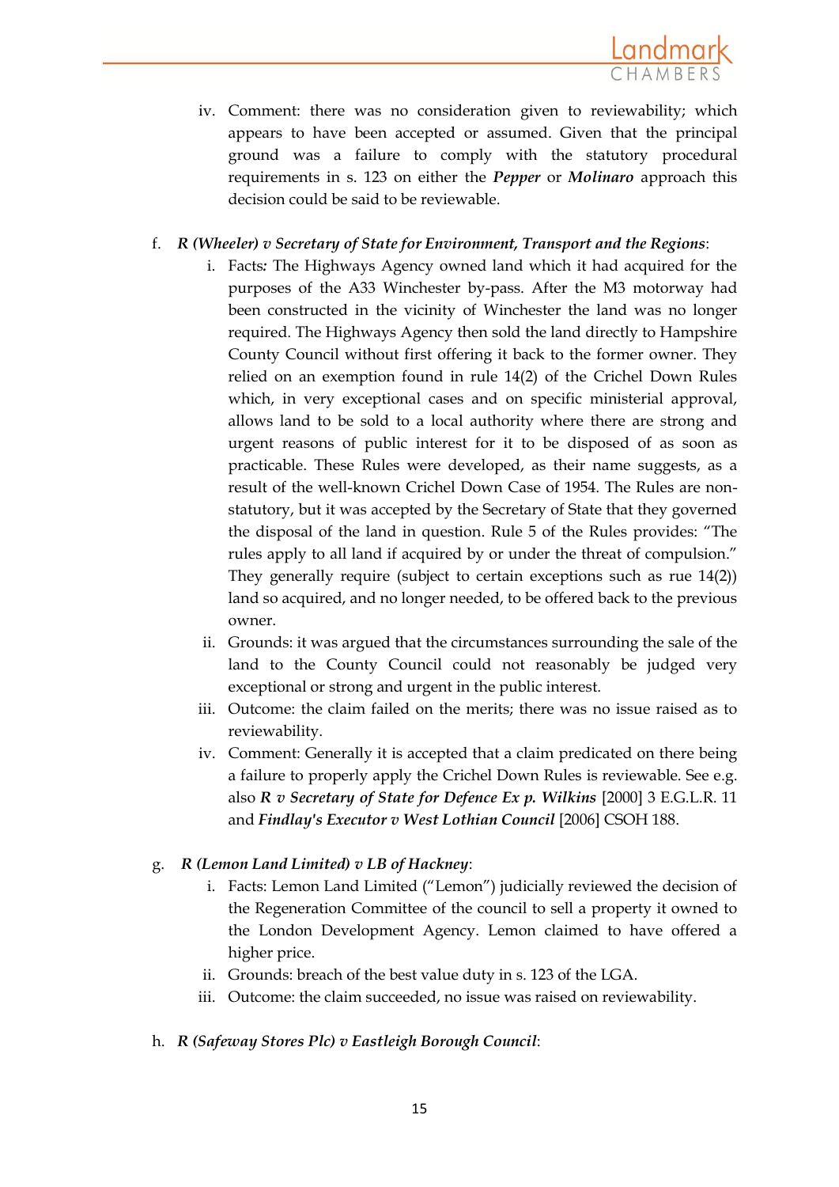iv. Comment: there was no consideration given to reviewability; which appears to have been accepted or assumed. Given that the principal ground was a failure to comply with the statutory procedural requirements in s. 123 on either the ***Pepper*** or ***Molinaro*** approach this decision could be said to be reviewable.

f. ***R (Wheeler) v Secretary of State for Environment, Transport and the Regions***:

i. Facts*:* The Highways Agency owned land which it had acquired for the purposes of the A33 Winchester by-pass. After the M3 motorway had been constructed in the vicinity of Winchester the land was no longer required. The Highways Agency then sold the land directly to Hampshire County Council without first offering it back to the former owner. They relied on an exemption found in rule 14(2) of the Crichel Down Rules which, in very exceptional cases and on specific ministerial approval, allows land to be sold to a local authority where there are strong and urgent reasons of public interest for it to be disposed of as soon as practicable. These Rules were developed, as their name suggests, as a result of the well-known Crichel Down Case of 1954. The Rules are non-statutory, but it was accepted by the Secretary of State that they governed the disposal of the land in question. Rule 5 of the Rules provides: "The rules apply to all land if acquired by or under the threat of compulsion." They generally require (subject to certain exceptions such as rue 14(2)) land so acquired, and no longer needed, to be offered back to the previous owner.

ii. Grounds: it was argued that the circumstances surrounding the sale of the land to the County Council could not reasonably be judged very exceptional or strong and urgent in the public interest.

iii. Outcome: the claim failed on the merits; there was no issue raised as to reviewability.

iv. Comment: Generally it is accepted that a claim predicated on there being a failure to properly apply the Crichel Down Rules is reviewable. See e.g. also ***R v Secretary of State for Defence Ex p. Wilkins*** [2000] 3 E.G.L.R. 11 and ***Findlay's Executor v West Lothian Council*** [2006] CSOH 188.

g. ***R (Lemon Land Limited) v LB of Hackney***:

i. Facts: Lemon Land Limited ("Lemon") judicially reviewed the decision of the Regeneration Committee of the council to sell a property it owned to the London Development Agency. Lemon claimed to have offered a higher price.

ii. Grounds: breach of the best value duty in s. 123 of the LGA.

iii. Outcome: the claim succeeded, no issue was raised on reviewability.

h. ***R (Safeway Stores Plc) v Eastleigh Borough Council***: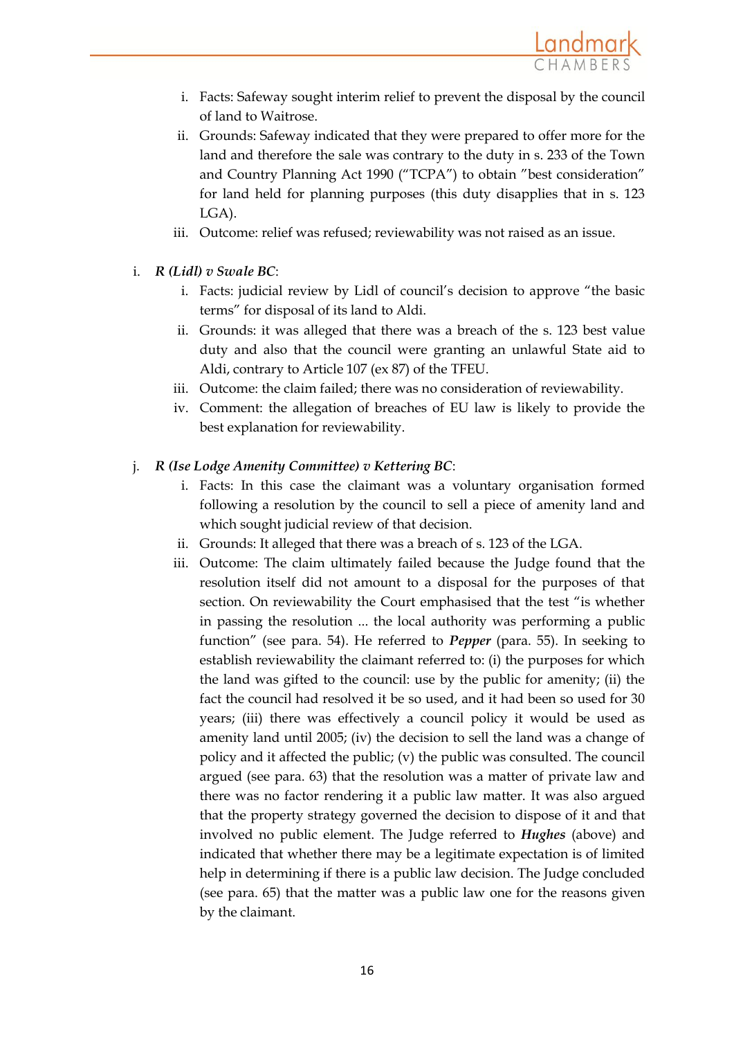i. Facts: Safeway sought interim relief to prevent the disposal by the council of land to Waitrose.

ii. Grounds: Safeway indicated that they were prepared to offer more for the land and therefore the sale was contrary to the duty in s. 233 of the Town and Country Planning Act 1990 ("TCPA") to obtain "best consideration" for land held for planning purposes (this duty disapplies that in s. 123 LGA).

iii. Outcome: relief was refused; reviewability was not raised as an issue.

i. ***R (Lidl) v Swale BC***:

   i. Facts: judicial review by Lidl of council's decision to approve "the basic terms" for disposal of its land to Aldi.

   ii. Grounds: it was alleged that there was a breach of the s. 123 best value duty and also that the council were granting an unlawful State aid to Aldi, contrary to Article 107 (ex 87) of the TFEU.

   iii. Outcome: the claim failed; there was no consideration of reviewability.

   iv. Comment: the allegation of breaches of EU law is likely to provide the best explanation for reviewability.

j. ***R (Ise Lodge Amenity Committee) v Kettering BC***:

   i. Facts: In this case the claimant was a voluntary organisation formed following a resolution by the council to sell a piece of amenity land and which sought judicial review of that decision.

   ii. Grounds: It alleged that there was a breach of s. 123 of the LGA.

   iii. Outcome: The claim ultimately failed because the Judge found that the resolution itself did not amount to a disposal for the purposes of that section. On reviewability the Court emphasised that the test "is whether in passing the resolution ... the local authority was performing a public function" (see para. 54). He referred to ***Pepper*** (para. 55). In seeking to establish reviewability the claimant referred to: (i) the purposes for which the land was gifted to the council: use by the public for amenity; (ii) the fact the council had resolved it be so used, and it had been so used for 30 years; (iii) there was effectively a council policy it would be used as amenity land until 2005; (iv) the decision to sell the land was a change of policy and it affected the public; (v) the public was consulted. The council argued (see para. 63) that the resolution was a matter of private law and there was no factor rendering it a public law matter. It was also argued that the property strategy governed the decision to dispose of it and that involved no public element. The Judge referred to ***Hughes*** (above) and indicated that whether there may be a legitimate expectation is of limited help in determining if there is a public law decision. The Judge concluded (see para. 65) that the matter was a public law one for the reasons given by the claimant.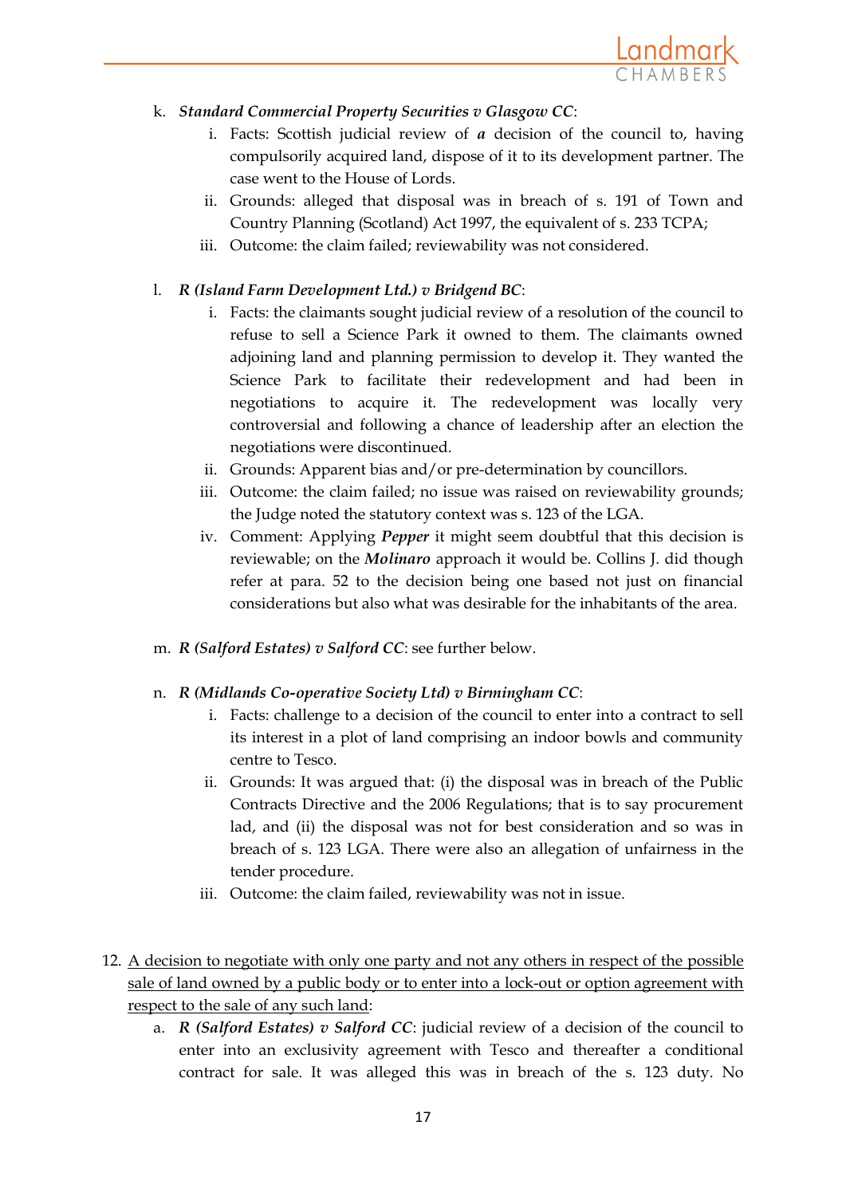k. ***Standard Commercial Property Securities v Glasgow CC***:

   i. Facts: Scottish judicial review of ***a*** decision of the council to, having compulsorily acquired land, dispose of it to its development partner. The case went to the House of Lords.

   ii. Grounds: alleged that disposal was in breach of s. 191 of Town and Country Planning (Scotland) Act 1997, the equivalent of s. 233 TCPA;

   iii. Outcome: the claim failed; reviewability was not considered.

l. ***R (Island Farm Development Ltd.) v Bridgend BC***:

   i. Facts: the claimants sought judicial review of a resolution of the council to refuse to sell a Science Park it owned to them. The claimants owned adjoining land and planning permission to develop it. They wanted the Science Park to facilitate their redevelopment and had been in negotiations to acquire it. The redevelopment was locally very controversial and following a chance of leadership after an election the negotiations were discontinued.

   ii. Grounds: Apparent bias and/or pre-determination by councillors.

   iii. Outcome: the claim failed; no issue was raised on reviewability grounds; the Judge noted the statutory context was s. 123 of the LGA.

   iv. Comment: Applying ***Pepper*** it might seem doubtful that this decision is reviewable; on the ***Molinaro*** approach it would be. Collins J. did though refer at para. 52 to the decision being one based not just on financial considerations but also what was desirable for the inhabitants of the area.

m. ***R (Salford Estates) v Salford CC***: see further below.

n. ***R (Midlands Co-operative Society Ltd) v Birmingham CC***:

   i. Facts: challenge to a decision of the council to enter into a contract to sell its interest in a plot of land comprising an indoor bowls and community centre to Tesco.

   ii. Grounds: It was argued that: (i) the disposal was in breach of the Public Contracts Directive and the 2006 Regulations; that is to say procurement lad, and (ii) the disposal was not for best consideration and so was in breach of s. 123 LGA. There were also an allegation of unfairness in the tender procedure.

   iii. Outcome: the claim failed, reviewability was not in issue.

12. <u>A decision to negotiate with only one party and not any others in respect of the possible sale of land owned by a public body or to enter into a lock-out or option agreement with respect to the sale of any such land</u>:

   a. ***R (Salford Estates) v Salford CC***: judicial review of a decision of the council to enter into an exclusivity agreement with Tesco and thereafter a conditional contract for sale. It was alleged this was in breach of the s. 123 duty. No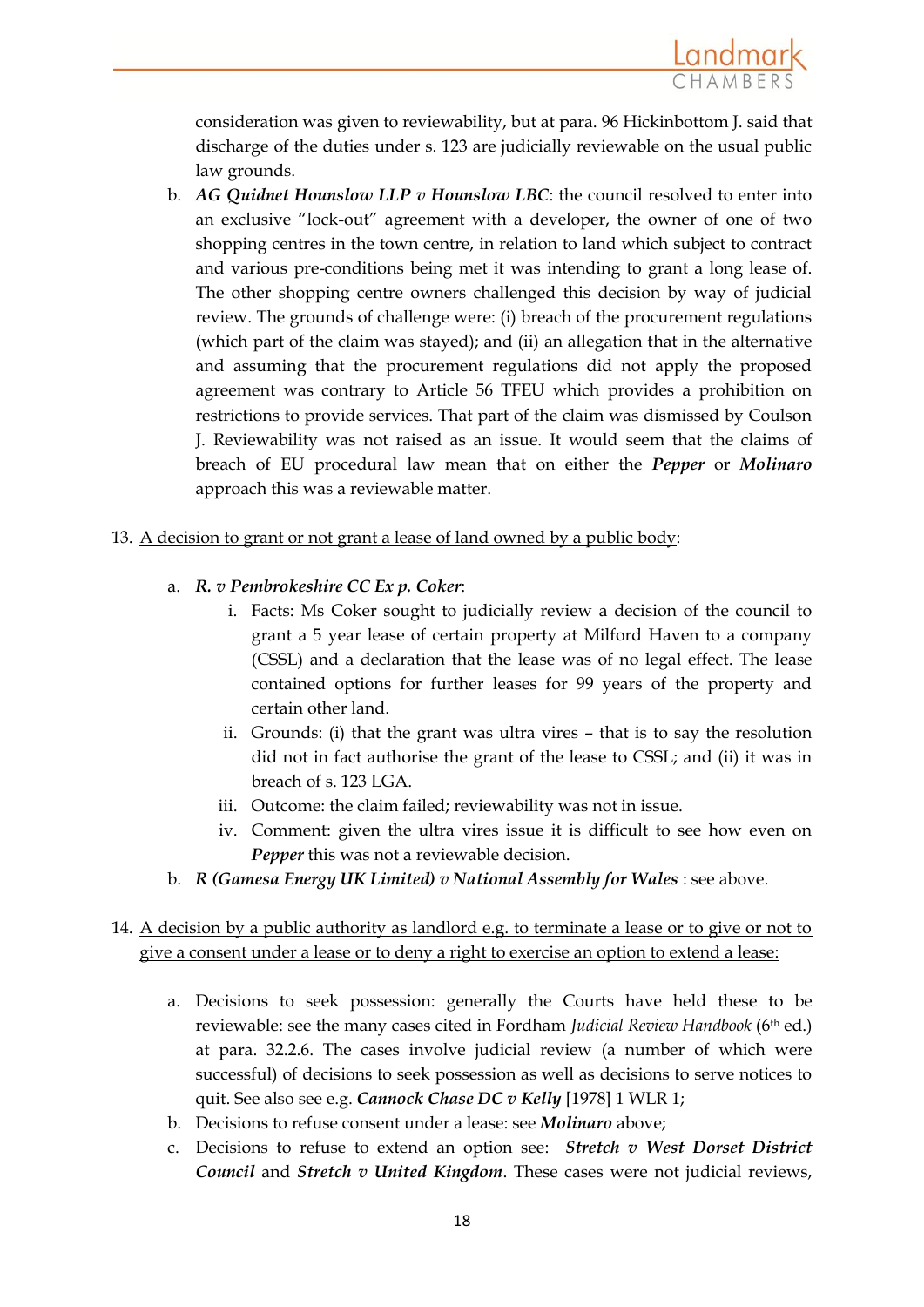consideration was given to reviewability, but at para. 96 Hickinbottom J. said that discharge of the duties under s. 123 are judicially reviewable on the usual public law grounds.

b. ***AG Quidnet Hounslow LLP v Hounslow LBC***: the council resolved to enter into an exclusive "lock-out" agreement with a developer, the owner of one of two shopping centres in the town centre, in relation to land which subject to contract and various pre-conditions being met it was intending to grant a long lease of. The other shopping centre owners challenged this decision by way of judicial review. The grounds of challenge were: (i) breach of the procurement regulations (which part of the claim was stayed); and (ii) an allegation that in the alternative and assuming that the procurement regulations did not apply the proposed agreement was contrary to Article 56 TFEU which provides a prohibition on restrictions to provide services. That part of the claim was dismissed by Coulson J. Reviewability was not raised as an issue. It would seem that the claims of breach of EU procedural law mean that on either the ***Pepper*** or ***Molinaro*** approach this was a reviewable matter.

13. <u>A decision to grant or not grant a lease of land owned by a public body</u>:

    a. ***R. v Pembrokeshire CC Ex p. Coker***:
        i. Facts: Ms Coker sought to judicially review a decision of the council to grant a 5 year lease of certain property at Milford Haven to a company (CSSL) and a declaration that the lease was of no legal effect. The lease contained options for further leases for 99 years of the property and certain other land.
        ii. Grounds: (i) that the grant was ultra vires – that is to say the resolution did not in fact authorise the grant of the lease to CSSL; and (ii) it was in breach of s. 123 LGA.
        iii. Outcome: the claim failed; reviewability was not in issue.
        iv. Comment: given the ultra vires issue it is difficult to see how even on ***Pepper*** this was not a reviewable decision.

    b. ***R (Gamesa Energy UK Limited) v National Assembly for Wales*** : see above.

14. <u>A decision by a public authority as landlord e.g. to terminate a lease or to give or not to give a consent under a lease or to deny a right to exercise an option to extend a lease:</u>

    a. Decisions to seek possession: generally the Courts have held these to be reviewable: see the many cases cited in Fordham *Judicial Review Handbook* (6th ed.) at para. 32.2.6. The cases involve judicial review (a number of which were successful) of decisions to seek possession as well as decisions to serve notices to quit. See also see e.g. ***Cannock Chase DC v Kelly*** [1978] 1 WLR 1;
    b. Decisions to refuse consent under a lease: see ***Molinaro*** above;
    c. Decisions to refuse to extend an option see: ***Stretch v West Dorset District Council*** and ***Stretch v United Kingdom***. These cases were not judicial reviews,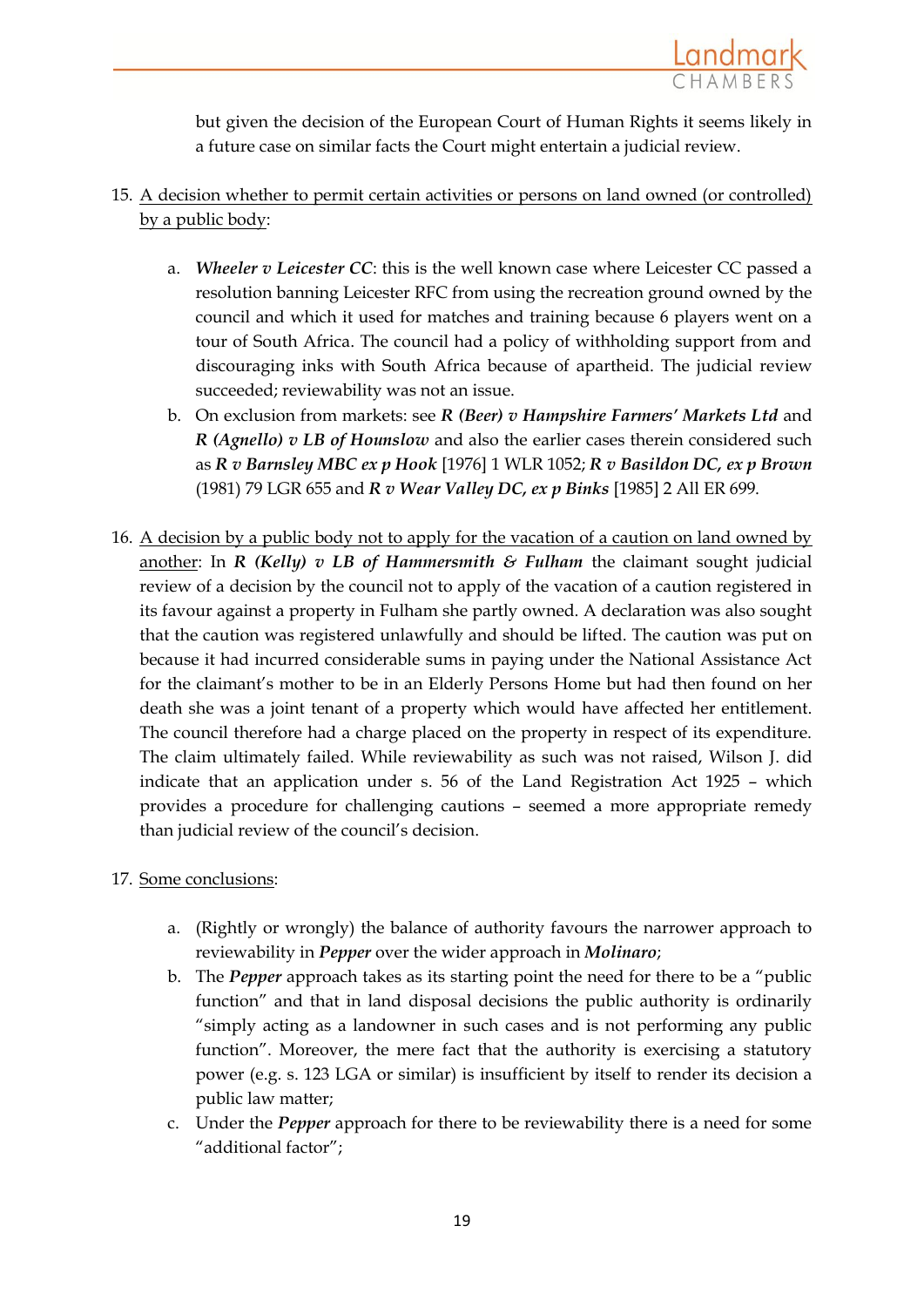but given the decision of the European Court of Human Rights it seems likely in a future case on similar facts the Court might entertain a judicial review.

15. <u>A decision whether to permit certain activities or persons on land owned (or controlled) by a public body</u>:

    a. ***Wheeler v Leicester CC***: this is the well known case where Leicester CC passed a resolution banning Leicester RFC from using the recreation ground owned by the council and which it used for matches and training because 6 players went on a tour of South Africa. The council had a policy of withholding support from and discouraging inks with South Africa because of apartheid. The judicial review succeeded; reviewability was not an issue.
    b. On exclusion from markets: see ***R (Beer) v Hampshire Farmers' Markets Ltd*** and ***R (Agnello) v LB of Hounslow*** and also the earlier cases therein considered such as ***R v Barnsley MBC ex p Hook*** [1976] 1 WLR 1052; ***R v Basildon DC, ex p Brown*** (1981) 79 LGR 655 and ***R v Wear Valley DC, ex p Binks*** [1985] 2 All ER 699.

16. <u>A decision by a public body not to apply for the vacation of a caution on land owned by another</u>: In ***R (Kelly) v LB of Hammersmith & Fulham*** the claimant sought judicial review of a decision by the council not to apply of the vacation of a caution registered in its favour against a property in Fulham she partly owned. A declaration was also sought that the caution was registered unlawfully and should be lifted. The caution was put on because it had incurred considerable sums in paying under the National Assistance Act for the claimant's mother to be in an Elderly Persons Home but had then found on her death she was a joint tenant of a property which would have affected her entitlement. The council therefore had a charge placed on the property in respect of its expenditure. The claim ultimately failed. While reviewability as such was not raised, Wilson J. did indicate that an application under s. 56 of the Land Registration Act 1925 – which provides a procedure for challenging cautions – seemed a more appropriate remedy than judicial review of the council's decision.

17. <u>Some conclusions</u>:

    a. (Rightly or wrongly) the balance of authority favours the narrower approach to reviewability in ***Pepper*** over the wider approach in ***Molinaro***;
    b. The ***Pepper*** approach takes as its starting point the need for there to be a "public function" and that in land disposal decisions the public authority is ordinarily "simply acting as a landowner in such cases and is not performing any public function". Moreover, the mere fact that the authority is exercising a statutory power (e.g. s. 123 LGA or similar) is insufficient by itself to render its decision a public law matter;
    c. Under the ***Pepper*** approach for there to be reviewability there is a need for some "additional factor";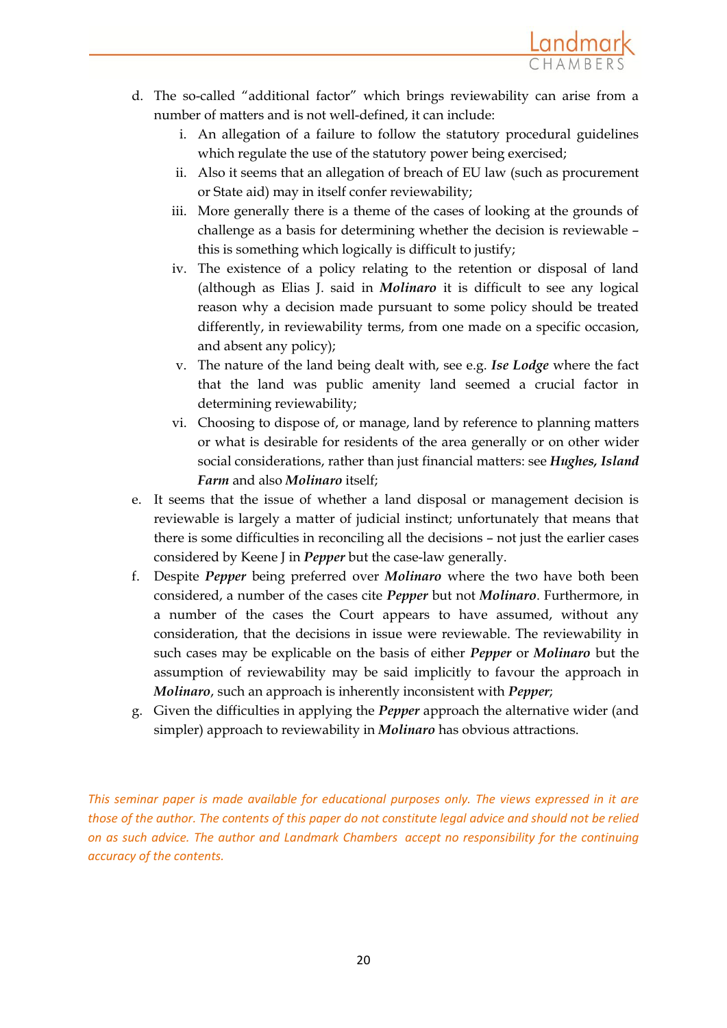d. The so-called "additional factor" which brings reviewability can arise from a number of matters and is not well-defined, it can include:
   i. An allegation of a failure to follow the statutory procedural guidelines which regulate the use of the statutory power being exercised;
   ii. Also it seems that an allegation of breach of EU law (such as procurement or State aid) may in itself confer reviewability;
   iii. More generally there is a theme of the cases of looking at the grounds of challenge as a basis for determining whether the decision is reviewable – this is something which logically is difficult to justify;
   iv. The existence of a policy relating to the retention or disposal of land (although as Elias J. said in ***Molinaro*** it is difficult to see any logical reason why a decision made pursuant to some policy should be treated differently, in reviewability terms, from one made on a specific occasion, and absent any policy);
   v. The nature of the land being dealt with, see e.g. ***Ise Lodge*** where the fact that the land was public amenity land seemed a crucial factor in determining reviewability;
   vi. Choosing to dispose of, or manage, land by reference to planning matters or what is desirable for residents of the area generally or on other wider social considerations, rather than just financial matters: see ***Hughes, Island Farm*** and also ***Molinaro*** itself;

e. It seems that the issue of whether a land disposal or management decision is reviewable is largely a matter of judicial instinct; unfortunately that means that there is some difficulties in reconciling all the decisions – not just the earlier cases considered by Keene J in ***Pepper*** but the case-law generally.

f. Despite ***Pepper*** being preferred over ***Molinaro*** where the two have both been considered, a number of the cases cite ***Pepper*** but not ***Molinaro***. Furthermore, in a number of the cases the Court appears to have assumed, without any consideration, that the decisions in issue were reviewable. The reviewability in such cases may be explicable on the basis of either ***Pepper*** or ***Molinaro*** but the assumption of reviewability may be said implicitly to favour the approach in ***Molinaro***, such an approach is inherently inconsistent with ***Pepper***;

g. Given the difficulties in applying the ***Pepper*** approach the alternative wider (and simpler) approach to reviewability in ***Molinaro*** has obvious attractions.

*This seminar paper is made available for educational purposes only. The views expressed in it are those of the author. The contents of this paper do not constitute legal advice and should not be relied on as such advice. The author and Landmark Chambers accept no responsibility for the continuing accuracy of the contents.*